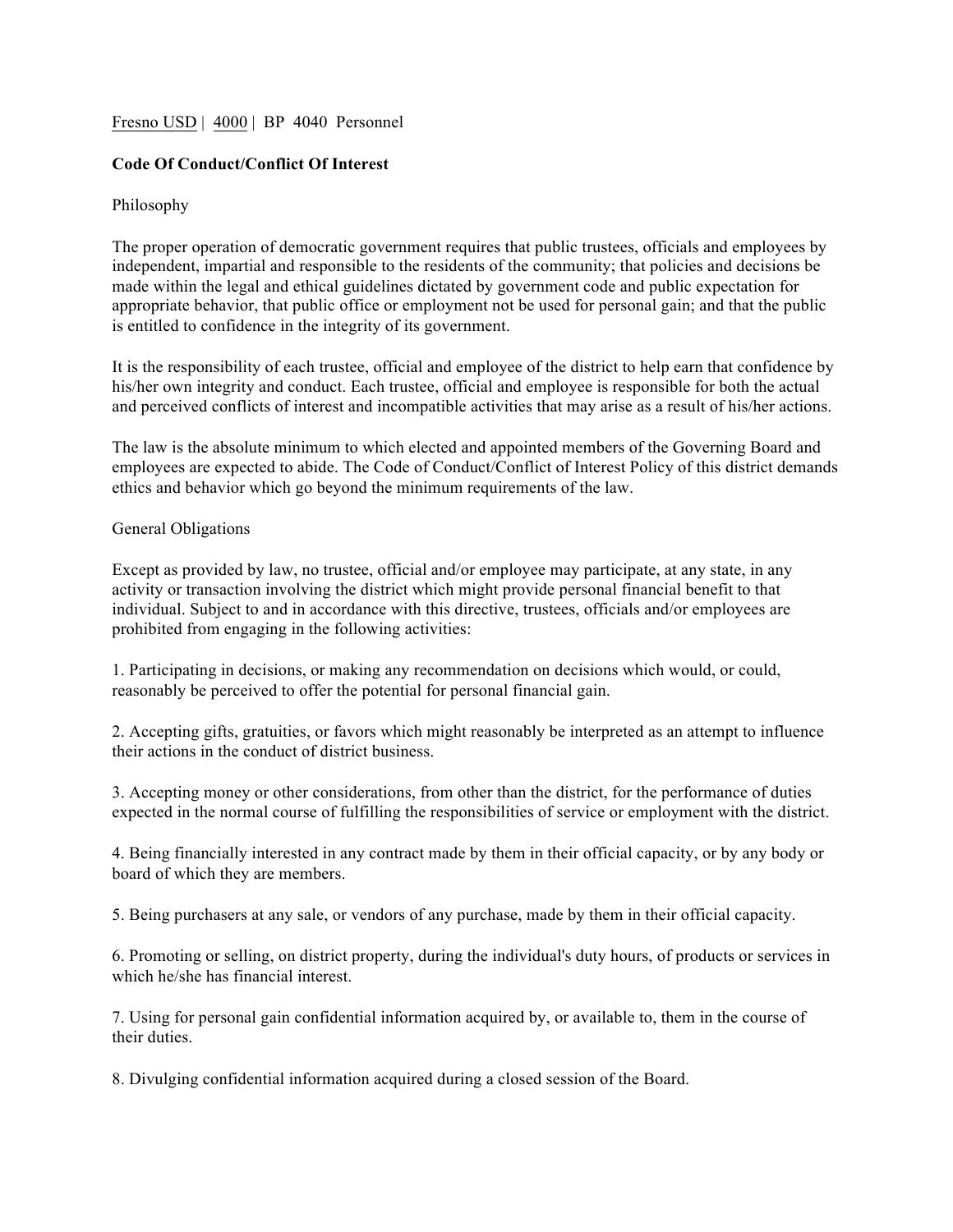Fresno USD | 4000 | BP 4040 Personnel

**Code Of Conduct/Conflict Of Interest**

Philosophy

The proper operation of democratic government requires that public trustees, officials and employees by independent, impartial and responsible to the residents of the community; that policies and decisions be made within the legal and ethical guidelines dictated by government code and public expectation for appropriate behavior, that public office or employment not be used for personal gain; and that the public is entitled to confidence in the integrity of its government.

It is the responsibility of each trustee, official and employee of the district to help earn that confidence by his/her own integrity and conduct. Each trustee, official and employee is responsible for both the actual and perceived conflicts of interest and incompatible activities that may arise as a result of his/her actions.

The law is the absolute minimum to which elected and appointed members of the Governing Board and employees are expected to abide. The Code of Conduct/Conflict of Interest Policy of this district demands ethics and behavior which go beyond the minimum requirements of the law.

General Obligations

Except as provided by law, no trustee, official and/or employee may participate, at any state, in any activity or transaction involving the district which might provide personal financial benefit to that individual. Subject to and in accordance with this directive, trustees, officials and/or employees are prohibited from engaging in the following activities:

1. Participating in decisions, or making any recommendation on decisions which would, or could, reasonably be perceived to offer the potential for personal financial gain.

2. Accepting gifts, gratuities, or favors which might reasonably be interpreted as an attempt to influence their actions in the conduct of district business.

3. Accepting money or other considerations, from other than the district, for the performance of duties expected in the normal course of fulfilling the responsibilities of service or employment with the district.

4. Being financially interested in any contract made by them in their official capacity, or by any body or board of which they are members.

5. Being purchasers at any sale, or vendors of any purchase, made by them in their official capacity.

6. Promoting or selling, on district property, during the individual's duty hours, of products or services in which he/she has financial interest.

7. Using for personal gain confidential information acquired by, or available to, them in the course of their duties.

8. Divulging confidential information acquired during a closed session of the Board.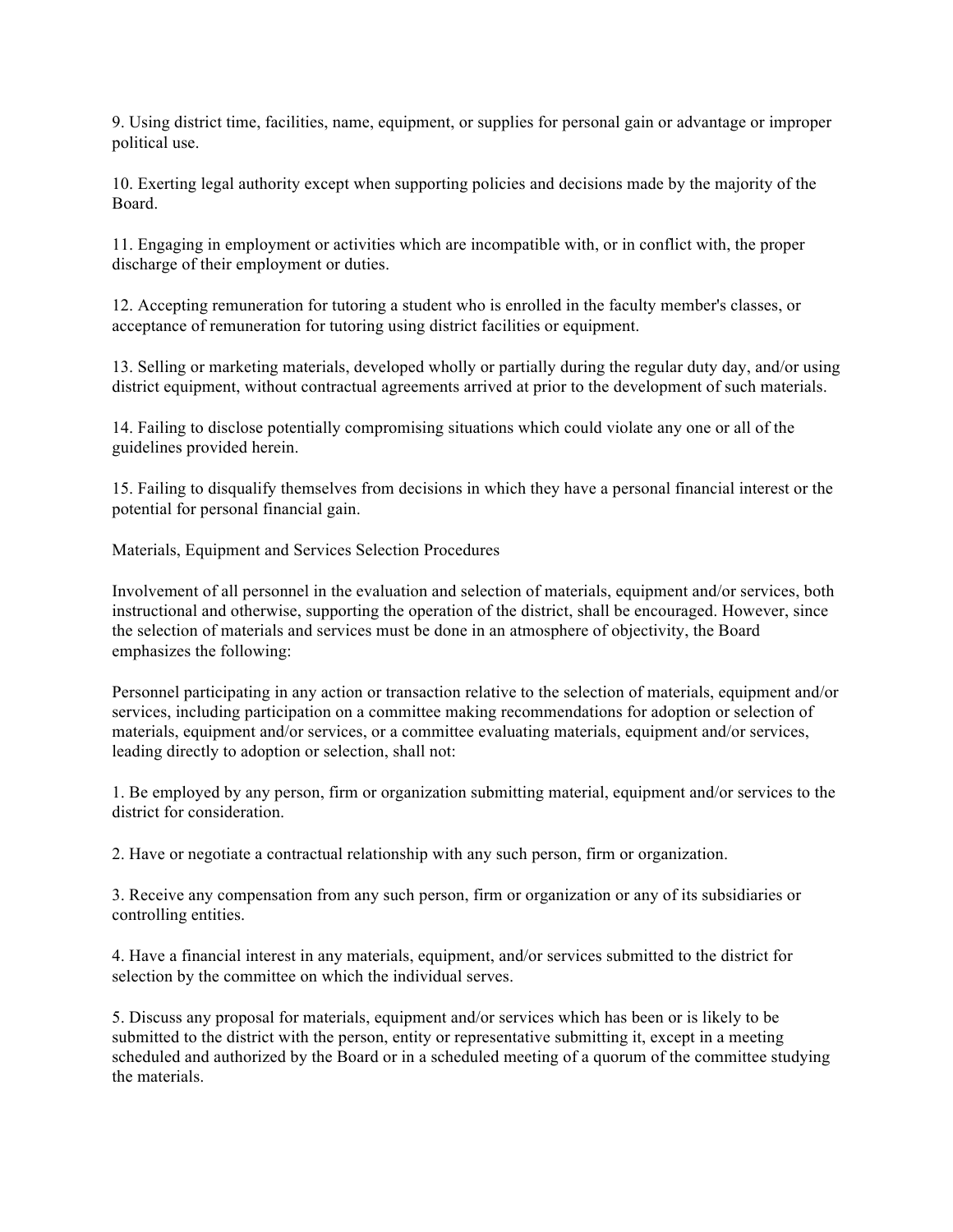9. Using district time, facilities, name, equipment, or supplies for personal gain or advantage or improper political use.

10. Exerting legal authority except when supporting policies and decisions made by the majority of the Board.

11. Engaging in employment or activities which are incompatible with, or in conflict with, the proper discharge of their employment or duties.

12. Accepting remuneration for tutoring a student who is enrolled in the faculty member's classes, or acceptance of remuneration for tutoring using district facilities or equipment.

13. Selling or marketing materials, developed wholly or partially during the regular duty day, and/or using district equipment, without contractual agreements arrived at prior to the development of such materials.

14. Failing to disclose potentially compromising situations which could violate any one or all of the guidelines provided herein.

15. Failing to disqualify themselves from decisions in which they have a personal financial interest or the potential for personal financial gain.

Materials, Equipment and Services Selection Procedures

Involvement of all personnel in the evaluation and selection of materials, equipment and/or services, both instructional and otherwise, supporting the operation of the district, shall be encouraged. However, since the selection of materials and services must be done in an atmosphere of objectivity, the Board emphasizes the following:

Personnel participating in any action or transaction relative to the selection of materials, equipment and/or services, including participation on a committee making recommendations for adoption or selection of materials, equipment and/or services, or a committee evaluating materials, equipment and/or services, leading directly to adoption or selection, shall not:

1. Be employed by any person, firm or organization submitting material, equipment and/or services to the district for consideration.

2. Have or negotiate a contractual relationship with any such person, firm or organization.

3. Receive any compensation from any such person, firm or organization or any of its subsidiaries or controlling entities.

4. Have a financial interest in any materials, equipment, and/or services submitted to the district for selection by the committee on which the individual serves.

5. Discuss any proposal for materials, equipment and/or services which has been or is likely to be submitted to the district with the person, entity or representative submitting it, except in a meeting scheduled and authorized by the Board or in a scheduled meeting of a quorum of the committee studying the materials.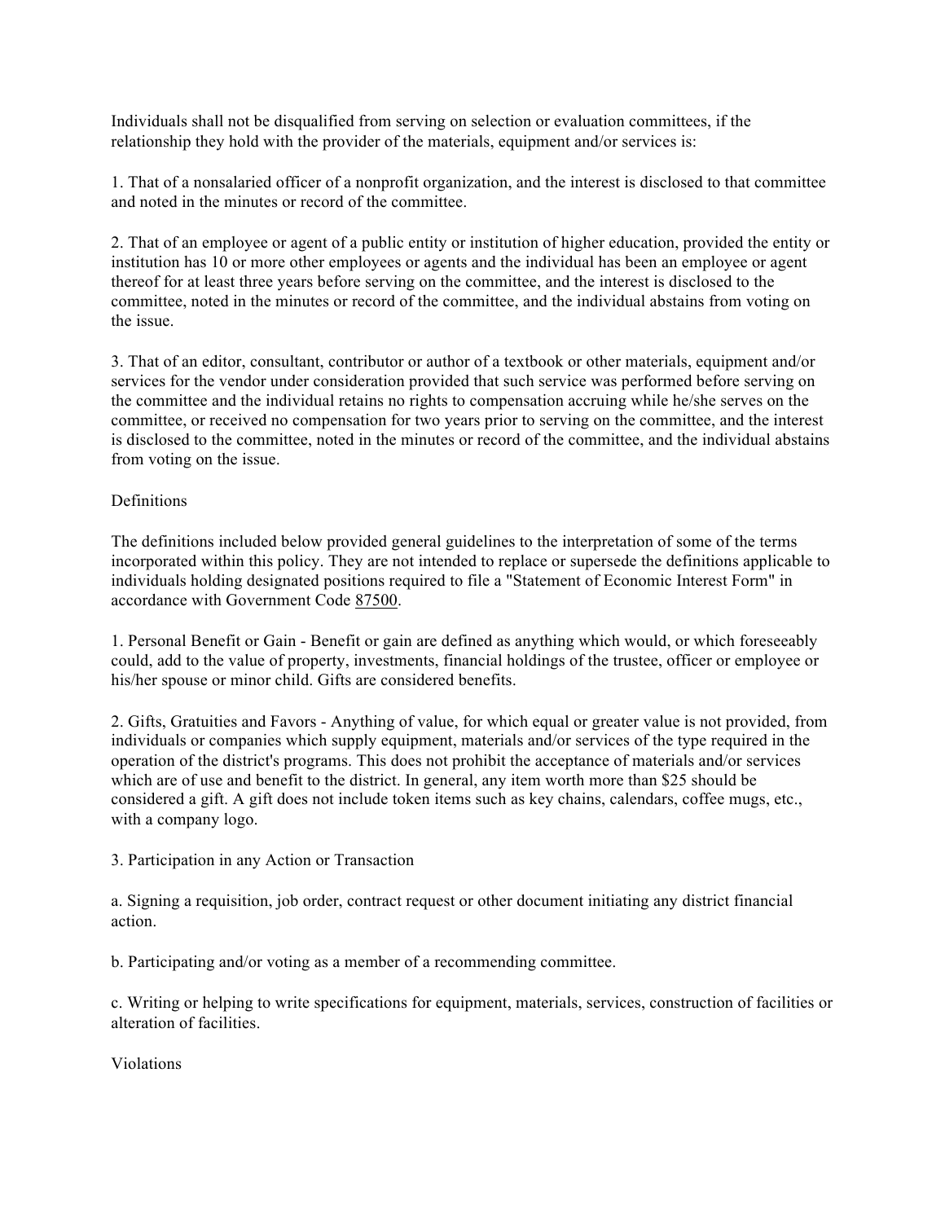Individuals shall not be disqualified from serving on selection or evaluation committees, if the relationship they hold with the provider of the materials, equipment and/or services is:

1. That of a nonsalaried officer of a nonprofit organization, and the interest is disclosed to that committee and noted in the minutes or record of the committee.

2. That of an employee or agent of a public entity or institution of higher education, provided the entity or institution has 10 or more other employees or agents and the individual has been an employee or agent thereof for at least three years before serving on the committee, and the interest is disclosed to the committee, noted in the minutes or record of the committee, and the individual abstains from voting on the issue.

3. That of an editor, consultant, contributor or author of a textbook or other materials, equipment and/or services for the vendor under consideration provided that such service was performed before serving on the committee and the individual retains no rights to compensation accruing while he/she serves on the committee, or received no compensation for two years prior to serving on the committee, and the interest is disclosed to the committee, noted in the minutes or record of the committee, and the individual abstains from voting on the issue.

Definitions

The definitions included below provided general guidelines to the interpretation of some of the terms incorporated within this policy. They are not intended to replace or supersede the definitions applicable to individuals holding designated positions required to file a "Statement of Economic Interest Form" in accordance with Government Code 87500.

1. Personal Benefit or Gain - Benefit or gain are defined as anything which would, or which foreseeably could, add to the value of property, investments, financial holdings of the trustee, officer or employee or his/her spouse or minor child. Gifts are considered benefits.

2. Gifts, Gratuities and Favors - Anything of value, for which equal or greater value is not provided, from individuals or companies which supply equipment, materials and/or services of the type required in the operation of the district's programs. This does not prohibit the acceptance of materials and/or services which are of use and benefit to the district. In general, any item worth more than $25 should be considered a gift. A gift does not include token items such as key chains, calendars, coffee mugs, etc., with a company logo.

3. Participation in any Action or Transaction

a. Signing a requisition, job order, contract request or other document initiating any district financial action.

b. Participating and/or voting as a member of a recommending committee.

c. Writing or helping to write specifications for equipment, materials, services, construction of facilities or alteration of facilities.

Violations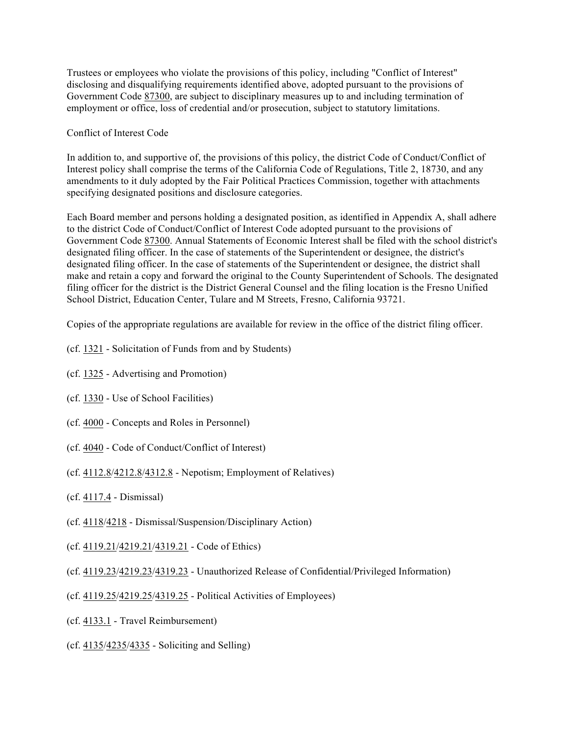Trustees or employees who violate the provisions of this policy, including "Conflict of Interest" disclosing and disqualifying requirements identified above, adopted pursuant to the provisions of Government Code 87300, are subject to disciplinary measures up to and including termination of employment or office, loss of credential and/or prosecution, subject to statutory limitations.

## Conflict of Interest Code

In addition to, and supportive of, the provisions of this policy, the district Code of Conduct/Conflict of Interest policy shall comprise the terms of the California Code of Regulations, Title 2, 18730, and any amendments to it duly adopted by the Fair Political Practices Commission, together with attachments specifying designated positions and disclosure categories.

Each Board member and persons holding a designated position, as identified in Appendix A, shall adhere to the district Code of Conduct/Conflict of Interest Code adopted pursuant to the provisions of Government Code 87300. Annual Statements of Economic Interest shall be filed with the school district's designated filing officer. In the case of statements of the Superintendent or designee, the district's designated filing officer. In the case of statements of the Superintendent or designee, the district shall make and retain a copy and forward the original to the County Superintendent of Schools. The designated filing officer for the district is the District General Counsel and the filing location is the Fresno Unified School District, Education Center, Tulare and M Streets, Fresno, California 93721.

Copies of the appropriate regulations are available for review in the office of the district filing officer.

(cf. 1321 - Solicitation of Funds from and by Students)

(cf. 1325 - Advertising and Promotion)

(cf. 1330 - Use of School Facilities)

(cf. 4000 - Concepts and Roles in Personnel)

(cf. 4040 - Code of Conduct/Conflict of Interest)

(cf. 4112.8/4212.8/4312.8 - Nepotism; Employment of Relatives)

(cf. 4117.4 - Dismissal)

(cf. 4118/4218 - Dismissal/Suspension/Disciplinary Action)

(cf. 4119.21/4219.21/4319.21 - Code of Ethics)

(cf. 4119.23/4219.23/4319.23 - Unauthorized Release of Confidential/Privileged Information)

(cf. 4119.25/4219.25/4319.25 - Political Activities of Employees)

(cf. 4133.1 - Travel Reimbursement)

(cf. 4135/4235/4335 - Soliciting and Selling)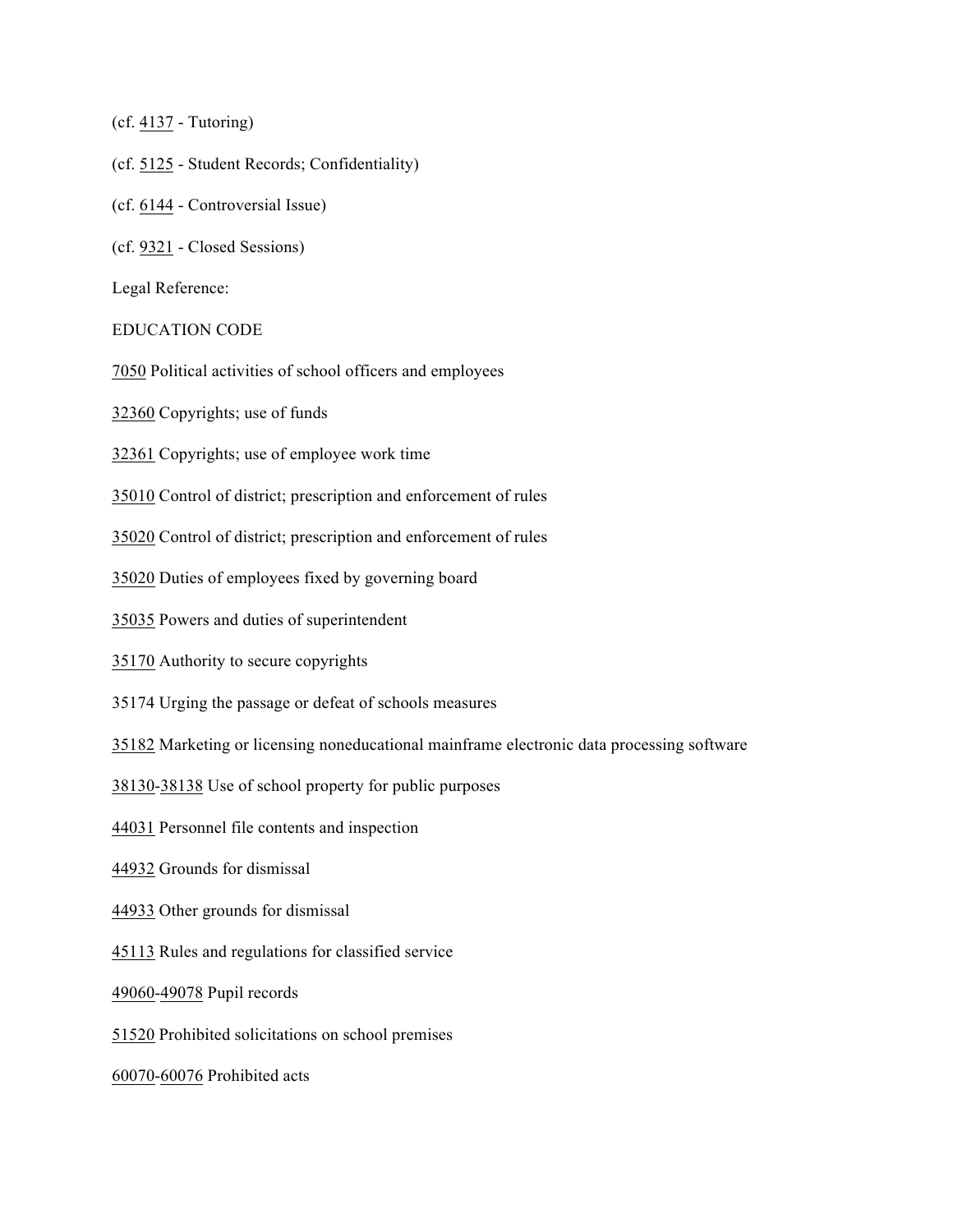(cf. 4137 - Tutoring)

(cf. 5125 - Student Records; Confidentiality)

(cf. 6144 - Controversial Issue)

(cf. 9321 - Closed Sessions)

Legal Reference:

EDUCATION CODE

7050 Political activities of school officers and employees

32360 Copyrights; use of funds

32361 Copyrights; use of employee work time

35010 Control of district; prescription and enforcement of rules

35020 Control of district; prescription and enforcement of rules

35020 Duties of employees fixed by governing board

35035 Powers and duties of superintendent

35170 Authority to secure copyrights

35174 Urging the passage or defeat of schools measures

35182 Marketing or licensing noneducational mainframe electronic data processing software

38130-38138 Use of school property for public purposes

44031 Personnel file contents and inspection

44932 Grounds for dismissal

44933 Other grounds for dismissal

45113 Rules and regulations for classified service

49060-49078 Pupil records

51520 Prohibited solicitations on school premises

60070-60076 Prohibited acts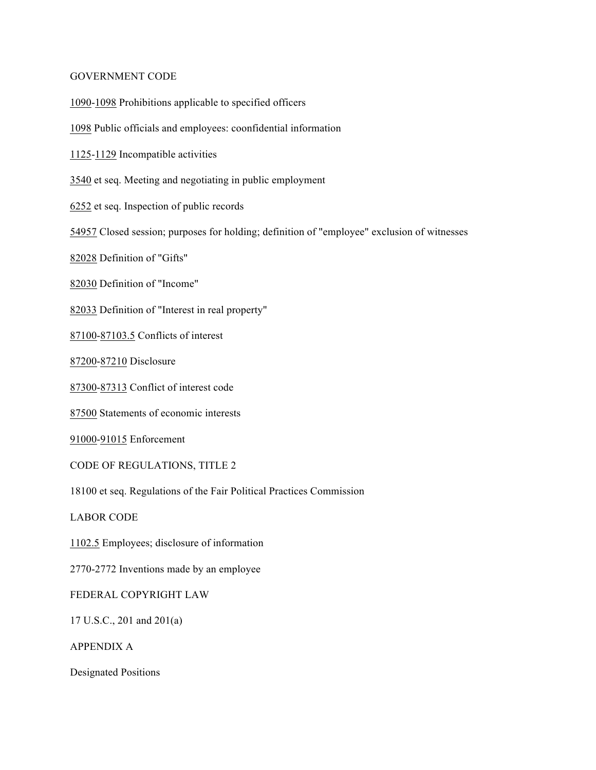GOVERNMENT CODE

1090-1098 Prohibitions applicable to specified officers

1098 Public officials and employees: coonfidential information

1125-1129 Incompatible activities

3540 et seq. Meeting and negotiating in public employment

6252 et seq. Inspection of public records

54957 Closed session; purposes for holding; definition of "employee" exclusion of witnesses

82028 Definition of "Gifts"

82030 Definition of "Income"

82033 Definition of "Interest in real property"

87100-87103.5 Conflicts of interest

87200-87210 Disclosure

87300-87313 Conflict of interest code

87500 Statements of economic interests

91000-91015 Enforcement

CODE OF REGULATIONS, TITLE 2

18100 et seq. Regulations of the Fair Political Practices Commission

LABOR CODE

1102.5 Employees; disclosure of information

2770-2772 Inventions made by an employee

FEDERAL COPYRIGHT LAW

17 U.S.C., 201 and 201(a)

APPENDIX A

Designated Positions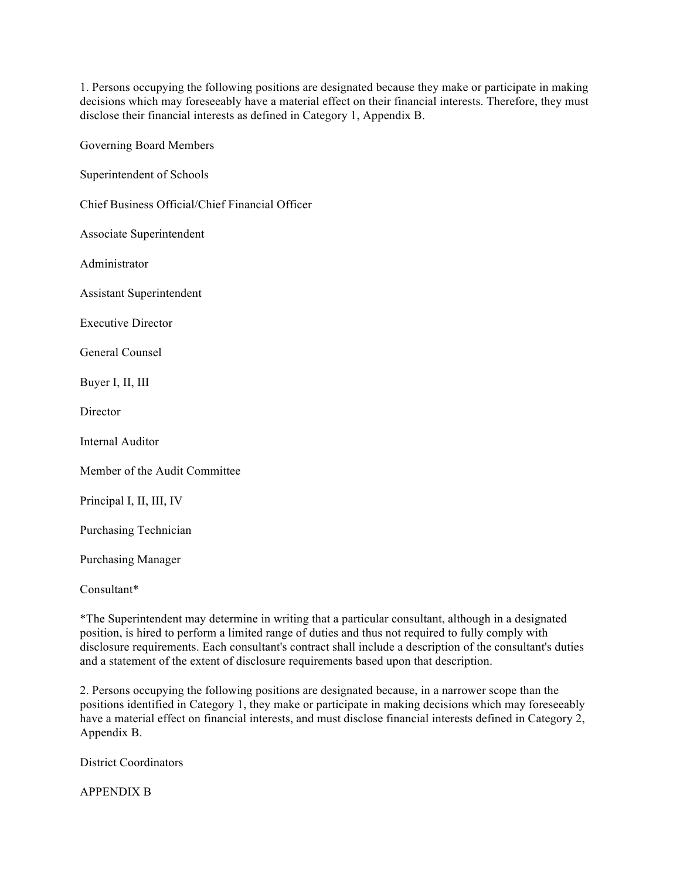1. Persons occupying the following positions are designated because they make or participate in making decisions which may foreseeably have a material effect on their financial interests. Therefore, they must disclose their financial interests as defined in Category 1, Appendix B.

Governing Board Members

Superintendent of Schools

Chief Business Official/Chief Financial Officer

Associate Superintendent

Administrator

Assistant Superintendent

Executive Director

General Counsel

Buyer I, II, III

Director

Internal Auditor

Member of the Audit Committee

Principal I, II, III, IV

Purchasing Technician

Purchasing Manager

Consultant*

*The Superintendent may determine in writing that a particular consultant, although in a designated position, is hired to perform a limited range of duties and thus not required to fully comply with disclosure requirements. Each consultant's contract shall include a description of the consultant's duties and a statement of the extent of disclosure requirements based upon that description.

2. Persons occupying the following positions are designated because, in a narrower scope than the positions identified in Category 1, they make or participate in making decisions which may foreseeably have a material effect on financial interests, and must disclose financial interests defined in Category 2, Appendix B.

District Coordinators

APPENDIX B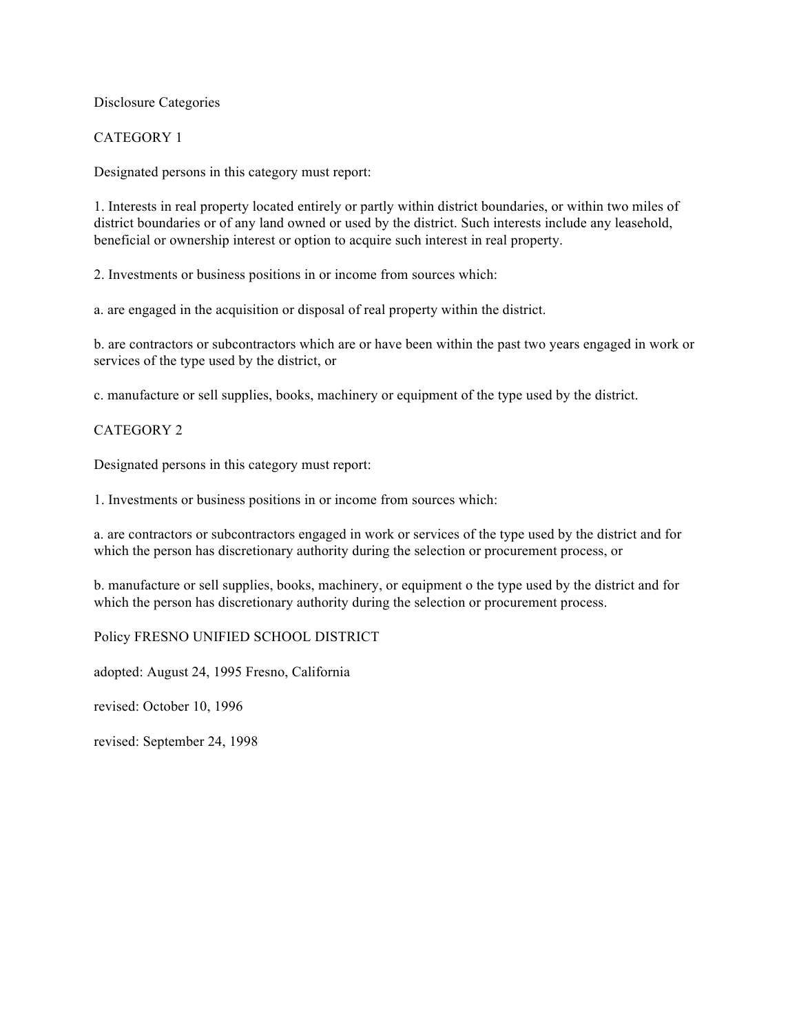## Disclosure Categories

### CATEGORY 1

Designated persons in this category must report:

1. Interests in real property located entirely or partly within district boundaries, or within two miles of district boundaries or of any land owned or used by the district. Such interests include any leasehold, beneficial or ownership interest or option to acquire such interest in real property.

2. Investments or business positions in or income from sources which:

a. are engaged in the acquisition or disposal of real property within the district.

b. are contractors or subcontractors which are or have been within the past two years engaged in work or services of the type used by the district, or

c. manufacture or sell supplies, books, machinery or equipment of the type used by the district.

### CATEGORY 2

Designated persons in this category must report:

1. Investments or business positions in or income from sources which:

a. are contractors or subcontractors engaged in work or services of the type used by the district and for which the person has discretionary authority during the selection or procurement process, or

b. manufacture or sell supplies, books, machinery, or equipment o the type used by the district and for which the person has discretionary authority during the selection or procurement process.

Policy FRESNO UNIFIED SCHOOL DISTRICT

adopted: August 24, 1995 Fresno, California

revised: October 10, 1996

revised: September 24, 1998